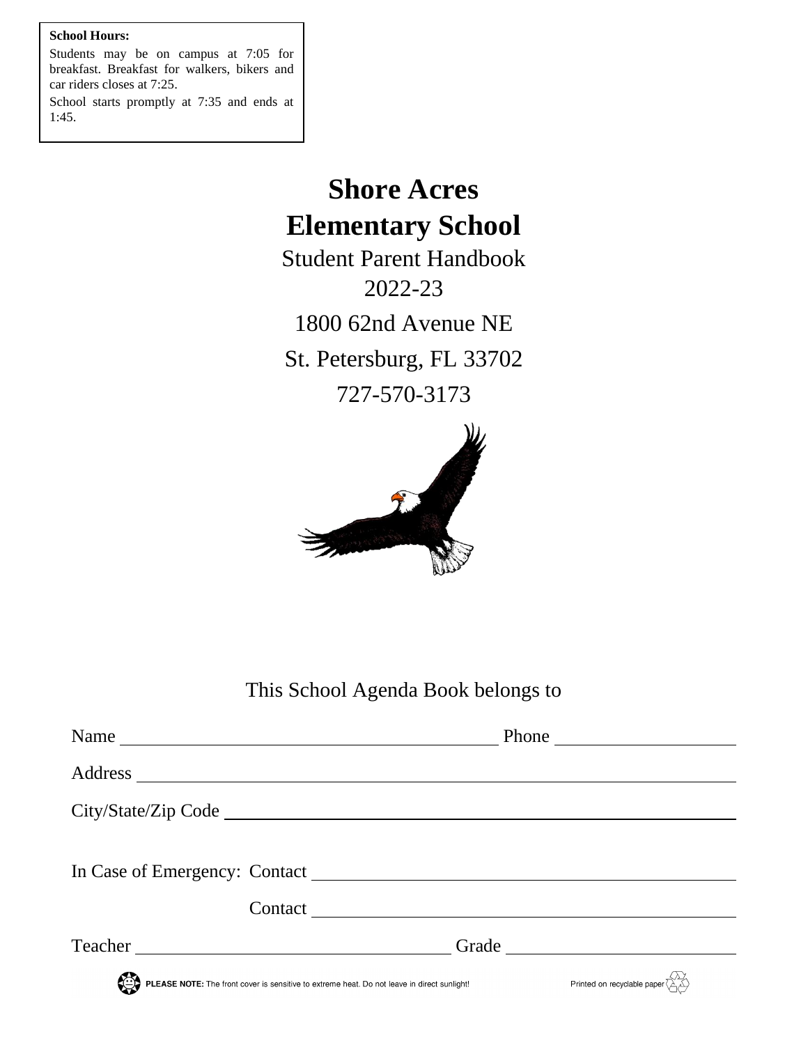**School Hours:**

Students may be on campus at 7:05 for breakfast. Breakfast for walkers, bikers and car riders closes at 7:25.

School starts promptly at 7:35 and ends at 1:45.

# Shore Acres Elementary School

Student Parent Handbook

2022-23

1800 62nd Avenue NE

St. Petersburg, FL 33702

727-570-3173

This School Agenda Book belongs to

Name ______________________________ Phone ______________

Address ______________________________________________

City/State/Zip Code _____________________________________

In Case of Emergency: Contact ___________________________

Contact ___________________________

Teacher ________________________ Grade ________________

**PLEASE NOTE:** The front cover is sensitive to extreme heat. Do not leave in direct sunlight!

Printed on recyclable paper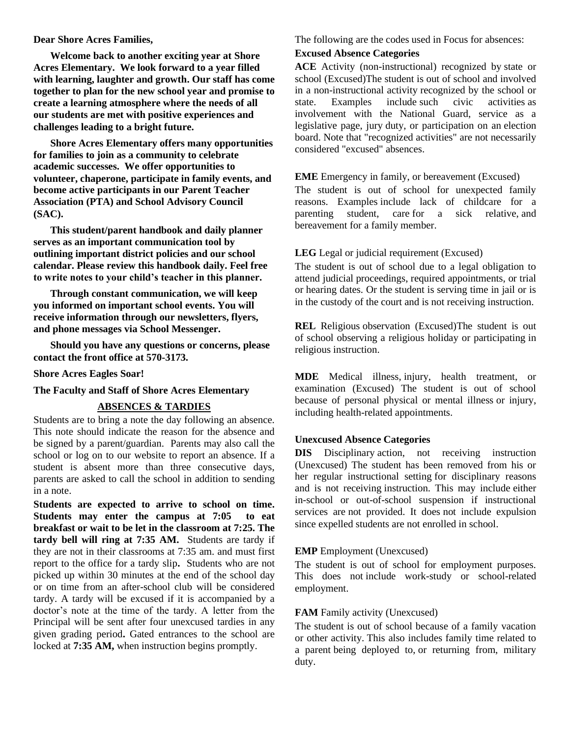**Dear Shore Acres Families,**

**Welcome back to another exciting year at Shore Acres Elementary. We look forward to a year filled with learning, laughter and growth. Our staff has come together to plan for the new school year and promise to create a learning atmosphere where the needs of all our students are met with positive experiences and challenges leading to a bright future.**

**Shore Acres Elementary offers many opportunities for families to join as a community to celebrate academic successes. We offer opportunities to volunteer, chaperone, participate in family events, and become active participants in our Parent Teacher Association (PTA) and School Advisory Council (SAC).**

**This student/parent handbook and daily planner serves as an important communication tool by outlining important district policies and our school calendar. Please review this handbook daily. Feel free to write notes to your child's teacher in this planner.**

**Through constant communication, we will keep you informed on important school events. You will receive information through our newsletters, flyers, and phone messages via School Messenger.**

**Should you have any questions or concerns, please contact the front office at 570-3173.**

**Shore Acres Eagles Soar!**

**The Faculty and Staff of Shore Acres Elementary**

## ABSENCES & TARDIES

Students are to bring a note the day following an absence. This note should indicate the reason for the absence and be signed by a parent/guardian. Parents may also call the school or log on to our website to report an absence. If a student is absent more than three consecutive days, parents are asked to call the school in addition to sending in a note.

**Students are expected to arrive to school on time. Students may enter the campus at 7:05 to eat breakfast or wait to be let in the classroom at 7:25. The tardy bell will ring at 7:35 AM.** Students are tardy if they are not in their classrooms at 7:35 am. and must first report to the office for a tardy slip**.** Students who are not picked up within 30 minutes at the end of the school day or on time from an after-school club will be considered tardy. A tardy will be excused if it is accompanied by a doctor's note at the time of the tardy. A letter from the Principal will be sent after four unexcused tardies in any given grading period**.** Gated entrances to the school are locked at **7:35 AM,** when instruction begins promptly.

The following are the codes used in Focus for absences:

**Excused Absence Categories**

**ACE** Activity (non-instructional) recognized by state or school (Excused)The student is out of school and involved in a non-instructional activity recognized by the school or state. Examples include such civic activities as involvement with the National Guard, service as a legislative page, jury duty, or participation on an election board. Note that "recognized activities" are not necessarily considered "excused" absences.

**EME** Emergency in family, or bereavement (Excused)

The student is out of school for unexpected family reasons. Examples include lack of childcare for a parenting student, care for a sick relative, and bereavement for a family member.

**LEG** Legal or judicial requirement (Excused)

The student is out of school due to a legal obligation to attend judicial proceedings, required appointments, or trial or hearing dates. Or the student is serving time in jail or is in the custody of the court and is not receiving instruction.

**REL** Religious observation (Excused)The student is out of school observing a religious holiday or participating in religious instruction.

**MDE** Medical illness, injury, health treatment, or examination (Excused) The student is out of school because of personal physical or mental illness or injury, including health-related appointments.

**Unexcused Absence Categories**

**DIS** Disciplinary action, not receiving instruction (Unexcused) The student has been removed from his or her regular instructional setting for disciplinary reasons and is not receiving instruction. This may include either in-school or out-of-school suspension if instructional services are not provided. It does not include expulsion since expelled students are not enrolled in school.

**EMP** Employment (Unexcused)

The student is out of school for employment purposes. This does not include work-study or school-related employment.

**FAM** Family activity (Unexcused)

The student is out of school because of a family vacation or other activity. This also includes family time related to a parent being deployed to, or returning from, military duty.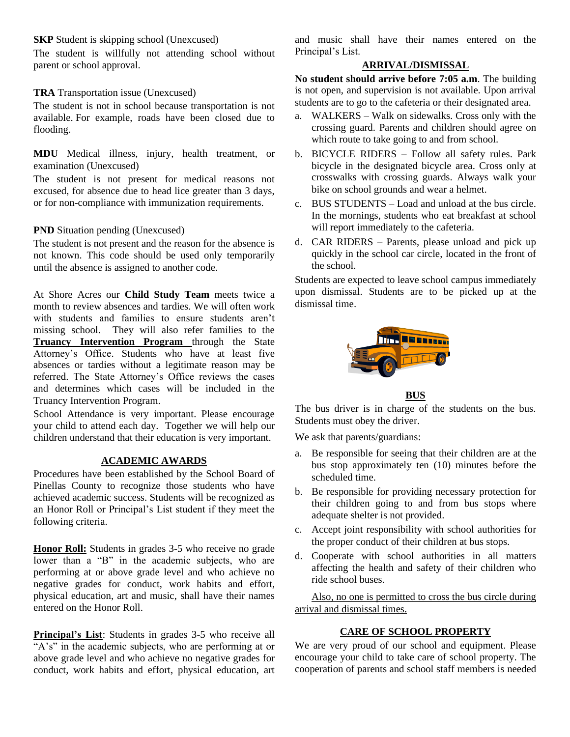**SKP** Student is skipping school (Unexcused)

The student is willfully not attending school without parent or school approval.

**TRA** Transportation issue (Unexcused)

The student is not in school because transportation is not available. For example, roads have been closed due to flooding.

**MDU** Medical illness, injury, health treatment, or examination (Unexcused)

The student is not present for medical reasons not excused, for absence due to head lice greater than 3 days, or for non-compliance with immunization requirements.

**PND** Situation pending (Unexcused)

The student is not present and the reason for the absence is not known. This code should be used only temporarily until the absence is assigned to another code.

At Shore Acres our **Child Study Team** meets twice a month to review absences and tardies. We will often work with students and families to ensure students aren't missing school. They will also refer families to the **Truancy Intervention Program** through the State Attorney's Office. Students who have at least five absences or tardies without a legitimate reason may be referred. The State Attorney's Office reviews the cases and determines which cases will be included in the Truancy Intervention Program.

School Attendance is very important. Please encourage your child to attend each day. Together we will help our children understand that their education is very important.

## ACADEMIC AWARDS

Procedures have been established by the School Board of Pinellas County to recognize those students who have achieved academic success. Students will be recognized as an Honor Roll or Principal's List student if they meet the following criteria.

**Honor Roll:** Students in grades 3-5 who receive no grade lower than a "B" in the academic subjects, who are performing at or above grade level and who achieve no negative grades for conduct, work habits and effort, physical education, art and music, shall have their names entered on the Honor Roll.

**Principal's List**: Students in grades 3-5 who receive all "A's" in the academic subjects, who are performing at or above grade level and who achieve no negative grades for conduct, work habits and effort, physical education, art and music shall have their names entered on the Principal's List.

## ARRIVAL/DISMISSAL

**No student should arrive before 7:05 a.m**. The building is not open, and supervision is not available. Upon arrival students are to go to the cafeteria or their designated area.

a. WALKERS – Walk on sidewalks. Cross only with the crossing guard. Parents and children should agree on which route to take going to and from school.
b. BICYCLE RIDERS – Follow all safety rules. Park bicycle in the designated bicycle area. Cross only at crosswalks with crossing guards. Always walk your bike on school grounds and wear a helmet.
c. BUS STUDENTS – Load and unload at the bus circle. In the mornings, students who eat breakfast at school will report immediately to the cafeteria.
d. CAR RIDERS – Parents, please unload and pick up quickly in the school car circle, located in the front of the school.

Students are expected to leave school campus immediately upon dismissal. Students are to be picked up at the dismissal time.

## BUS

The bus driver is in charge of the students on the bus. Students must obey the driver.

We ask that parents/guardians:

a. Be responsible for seeing that their children are at the bus stop approximately ten (10) minutes before the scheduled time.
b. Be responsible for providing necessary protection for their children going to and from bus stops where adequate shelter is not provided.
c. Accept joint responsibility with school authorities for the proper conduct of their children at bus stops.
d. Cooperate with school authorities in all matters affecting the health and safety of their children who ride school buses.

Also, no one is permitted to cross the bus circle during arrival and dismissal times.

## CARE OF SCHOOL PROPERTY

We are very proud of our school and equipment. Please encourage your child to take care of school property. The cooperation of parents and school staff members is needed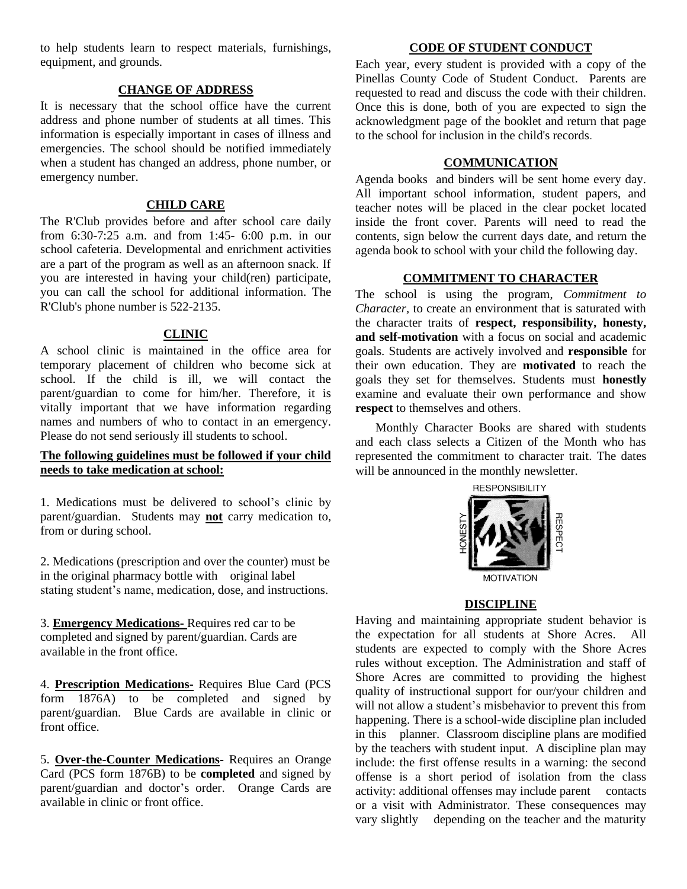to help students learn to respect materials, furnishings, equipment, and grounds.

## CHANGE OF ADDRESS

It is necessary that the school office have the current address and phone number of students at all times. This information is especially important in cases of illness and emergencies. The school should be notified immediately when a student has changed an address, phone number, or emergency number.

## CHILD CARE

The R'Club provides before and after school care daily from 6:30-7:25 a.m. and from 1:45- 6:00 p.m. in our school cafeteria. Developmental and enrichment activities are a part of the program as well as an afternoon snack. If you are interested in having your child(ren) participate, you can call the school for additional information. The R'Club's phone number is 522-2135.

## CLINIC

A school clinic is maintained in the office area for temporary placement of children who become sick at school. If the child is ill, we will contact the parent/guardian to come for him/her. Therefore, it is vitally important that we have information regarding names and numbers of who to contact in an emergency. Please do not send seriously ill students to school.

**The following guidelines must be followed if your child needs to take medication at school:**

1. Medications must be delivered to school's clinic by parent/guardian. Students may **not** carry medication to, from or during school.

2. Medications (prescription and over the counter) must be in the original pharmacy bottle with original label stating student's name, medication, dose, and instructions.

3. **Emergency Medications-** Requires red car to be completed and signed by parent/guardian. Cards are available in the front office.

4. **Prescription Medications-** Requires Blue Card (PCS form 1876A) to be completed and signed by parent/guardian. Blue Cards are available in clinic or front office.

5. **Over-the-Counter Medications-** Requires an Orange Card (PCS form 1876B) to be **completed** and signed by parent/guardian and doctor's order. Orange Cards are available in clinic or front office.

## CODE OF STUDENT CONDUCT

Each year, every student is provided with a copy of the Pinellas County Code of Student Conduct. Parents are requested to read and discuss the code with their children. Once this is done, both of you are expected to sign the acknowledgment page of the booklet and return that page to the school for inclusion in the child's records.

## COMMUNICATION

Agenda books and binders will be sent home every day. All important school information, student papers, and teacher notes will be placed in the clear pocket located inside the front cover. Parents will need to read the contents, sign below the current days date, and return the agenda book to school with your child the following day.

## COMMITMENT TO CHARACTER

The school is using the program, *Commitment to Character*, to create an environment that is saturated with the character traits of **respect, responsibility, honesty, and self-motivation** with a focus on social and academic goals. Students are actively involved and **responsible** for their own education. They are **motivated** to reach the goals they set for themselves. Students must **honestly** examine and evaluate their own performance and show **respect** to themselves and others.

Monthly Character Books are shared with students and each class selects a Citizen of the Month who has represented the commitment to character trait. The dates will be announced in the monthly newsletter.

RESPONSIBILITY HONESTY RESPECT MOTIVATION

## DISCIPLINE

Having and maintaining appropriate student behavior is the expectation for all students at Shore Acres. All students are expected to comply with the Shore Acres rules without exception. The Administration and staff of Shore Acres are committed to providing the highest quality of instructional support for our/your children and will not allow a student's misbehavior to prevent this from happening. There is a school-wide discipline plan included in this planner. Classroom discipline plans are modified by the teachers with student input. A discipline plan may include: the first offense results in a warning: the second offense is a short period of isolation from the class activity: additional offenses may include parent contacts or a visit with Administrator. These consequences may vary slightly depending on the teacher and the maturity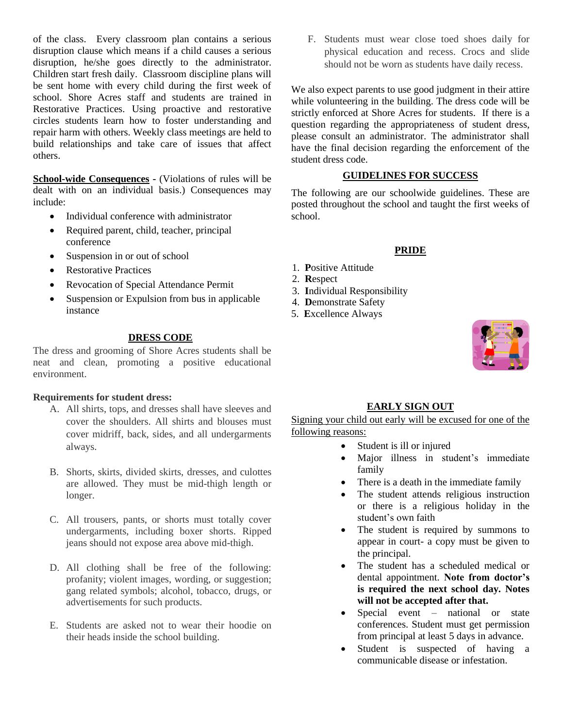of the class. Every classroom plan contains a serious disruption clause which means if a child causes a serious disruption, he/she goes directly to the administrator. Children start fresh daily. Classroom discipline plans will be sent home with every child during the first week of school. Shore Acres staff and students are trained in Restorative Practices. Using proactive and restorative circles students learn how to foster understanding and repair harm with others. Weekly class meetings are held to build relationships and take care of issues that affect others.

**School-wide Consequences** - (Violations of rules will be dealt with on an individual basis.) Consequences may include:

- Individual conference with administrator
- Required parent, child, teacher, principal conference
- Suspension in or out of school
- Restorative Practices
- Revocation of Special Attendance Permit
- Suspension or Expulsion from bus in applicable instance

## DRESS CODE

The dress and grooming of Shore Acres students shall be neat and clean, promoting a positive educational environment.

**Requirements for student dress:**

A. All shirts, tops, and dresses shall have sleeves and cover the shoulders. All shirts and blouses must cover midriff, back, sides, and all undergarments always.

B. Shorts, skirts, divided skirts, dresses, and culottes are allowed. They must be mid-thigh length or longer.

C. All trousers, pants, or shorts must totally cover undergarments, including boxer shorts. Ripped jeans should not expose area above mid-thigh.

D. All clothing shall be free of the following: profanity; violent images, wording, or suggestion; gang related symbols; alcohol, tobacco, drugs, or advertisements for such products.

E. Students are asked not to wear their hoodie on their heads inside the school building.

F. Students must wear close toed shoes daily for physical education and recess. Crocs and slide should not be worn as students have daily recess.

We also expect parents to use good judgment in their attire while volunteering in the building. The dress code will be strictly enforced at Shore Acres for students. If there is a question regarding the appropriateness of student dress, please consult an administrator. The administrator shall have the final decision regarding the enforcement of the student dress code.

## GUIDELINES FOR SUCCESS

The following are our schoolwide guidelines. These are posted throughout the school and taught the first weeks of school.

### PRIDE

1. **P**ositive Attitude
2. **R**espect
3. **I**ndividual Responsibility
4. **D**emonstrate Safety
5. **E**xcellence Always

## EARLY SIGN OUT

Signing your child out early will be excused for one of the following reasons:

- Student is ill or injured
- Major illness in student's immediate family
- There is a death in the immediate family
- The student attends religious instruction or there is a religious holiday in the student's own faith
- The student is required by summons to appear in court- a copy must be given to the principal.
- The student has a scheduled medical or dental appointment. **Note from doctor's is required the next school day. Notes will not be accepted after that.**
- Special event – national or state conferences. Student must get permission from principal at least 5 days in advance.
- Student is suspected of having a communicable disease or infestation.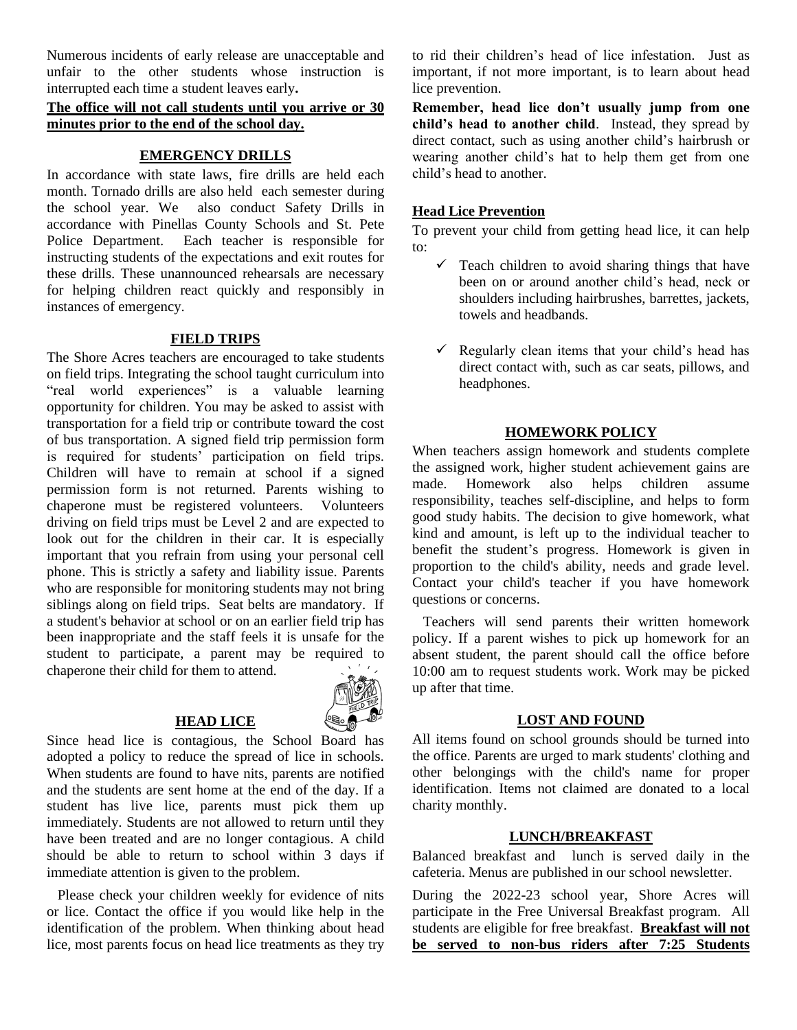Numerous incidents of early release are unacceptable and unfair to the other students whose instruction is interrupted each time a student leaves early**.**

**The office will not call students until you arrive or 30 minutes prior to the end of the school day.**

## EMERGENCY DRILLS

In accordance with state laws, fire drills are held each month. Tornado drills are also held each semester during the school year. We also conduct Safety Drills in accordance with Pinellas County Schools and St. Pete Police Department. Each teacher is responsible for instructing students of the expectations and exit routes for these drills. These unannounced rehearsals are necessary for helping children react quickly and responsibly in instances of emergency.

## FIELD TRIPS

The Shore Acres teachers are encouraged to take students on field trips. Integrating the school taught curriculum into "real world experiences" is a valuable learning opportunity for children. You may be asked to assist with transportation for a field trip or contribute toward the cost of bus transportation. A signed field trip permission form is required for students' participation on field trips. Children will have to remain at school if a signed permission form is not returned. Parents wishing to chaperone must be registered volunteers. Volunteers driving on field trips must be Level 2 and are expected to look out for the children in their car. It is especially important that you refrain from using your personal cell phone. This is strictly a safety and liability issue. Parents who are responsible for monitoring students may not bring siblings along on field trips. Seat belts are mandatory. If a student's behavior at school or on an earlier field trip has been inappropriate and the staff feels it is unsafe for the student to participate, a parent may be required to chaperone their child for them to attend.

## HEAD LICE

Since head lice is contagious, the School Board has adopted a policy to reduce the spread of lice in schools. When students are found to have nits, parents are notified and the students are sent home at the end of the day. If a student has live lice, parents must pick them up immediately. Students are not allowed to return until they have been treated and are no longer contagious. A child should be able to return to school within 3 days if immediate attention is given to the problem.

Please check your children weekly for evidence of nits or lice. Contact the office if you would like help in the identification of the problem. When thinking about head lice, most parents focus on head lice treatments as they try to rid their children's head of lice infestation. Just as important, if not more important, is to learn about head lice prevention.

**Remember, head lice don't usually jump from one child's head to another child**. Instead, they spread by direct contact, such as using another child's hairbrush or wearing another child's hat to help them get from one child's head to another.

### Head Lice Prevention

To prevent your child from getting head lice, it can help to:

- ✓ Teach children to avoid sharing things that have been on or around another child's head, neck or shoulders including hairbrushes, barrettes, jackets, towels and headbands.
- ✓ Regularly clean items that your child's head has direct contact with, such as car seats, pillows, and headphones.

## HOMEWORK POLICY

When teachers assign homework and students complete the assigned work, higher student achievement gains are made. Homework also helps children assume responsibility, teaches self-discipline, and helps to form good study habits. The decision to give homework, what kind and amount, is left up to the individual teacher to benefit the student's progress. Homework is given in proportion to the child's ability, needs and grade level. Contact your child's teacher if you have homework questions or concerns.

Teachers will send parents their written homework policy. If a parent wishes to pick up homework for an absent student, the parent should call the office before 10:00 am to request students work. Work may be picked up after that time.

## LOST AND FOUND

All items found on school grounds should be turned into the office. Parents are urged to mark students' clothing and other belongings with the child's name for proper identification. Items not claimed are donated to a local charity monthly.

## LUNCH/BREAKFAST

Balanced breakfast and lunch is served daily in the cafeteria. Menus are published in our school newsletter.

During the 2022-23 school year, Shore Acres will participate in the Free Universal Breakfast program. All students are eligible for free breakfast. **Breakfast will not be served to non-bus riders after 7:25 Students**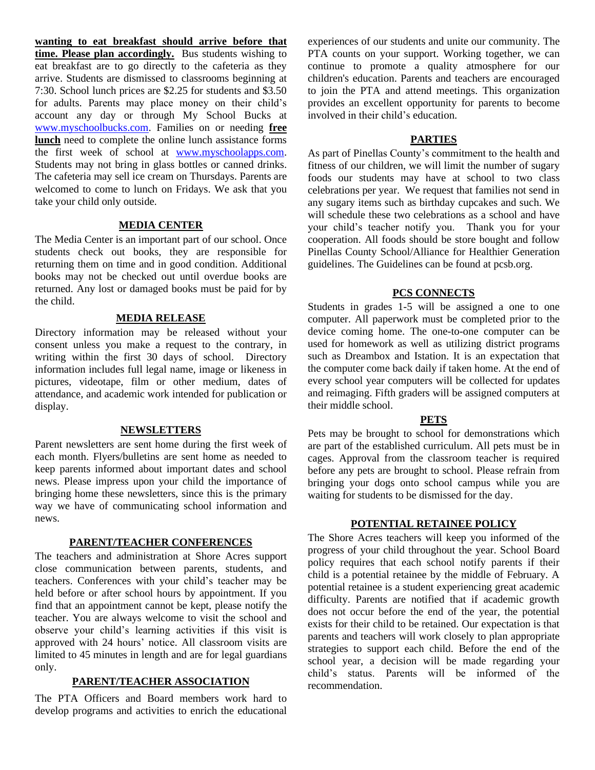**wanting to eat breakfast should arrive before that time. Please plan accordingly.** Bus students wishing to eat breakfast are to go directly to the cafeteria as they arrive. Students are dismissed to classrooms beginning at 7:30. School lunch prices are $2.25 for students and $3.50 for adults. Parents may place money on their child's account any day or through My School Bucks at www.myschoolbucks.com. Families on or needing **free lunch** need to complete the online lunch assistance forms the first week of school at www.myschoolapps.com. Students may not bring in glass bottles or canned drinks. The cafeteria may sell ice cream on Thursdays. Parents are welcomed to come to lunch on Fridays. We ask that you take your child only outside.

## MEDIA CENTER

The Media Center is an important part of our school. Once students check out books, they are responsible for returning them on time and in good condition. Additional books may not be checked out until overdue books are returned. Any lost or damaged books must be paid for by the child.

## MEDIA RELEASE

Directory information may be released without your consent unless you make a request to the contrary, in writing within the first 30 days of school. Directory information includes full legal name, image or likeness in pictures, videotape, film or other medium, dates of attendance, and academic work intended for publication or display.

## NEWSLETTERS

Parent newsletters are sent home during the first week of each month. Flyers/bulletins are sent home as needed to keep parents informed about important dates and school news. Please impress upon your child the importance of bringing home these newsletters, since this is the primary way we have of communicating school information and news.

## PARENT/TEACHER CONFERENCES

The teachers and administration at Shore Acres support close communication between parents, students, and teachers. Conferences with your child's teacher may be held before or after school hours by appointment. If you find that an appointment cannot be kept, please notify the teacher. You are always welcome to visit the school and observe your child's learning activities if this visit is approved with 24 hours' notice. All classroom visits are limited to 45 minutes in length and are for legal guardians only.

## PARENT/TEACHER ASSOCIATION

The PTA Officers and Board members work hard to develop programs and activities to enrich the educational experiences of our students and unite our community. The PTA counts on your support. Working together, we can continue to promote a quality atmosphere for our children's education. Parents and teachers are encouraged to join the PTA and attend meetings. This organization provides an excellent opportunity for parents to become involved in their child's education.

## PARTIES

As part of Pinellas County's commitment to the health and fitness of our children, we will limit the number of sugary foods our students may have at school to two class celebrations per year. We request that families not send in any sugary items such as birthday cupcakes and such. We will schedule these two celebrations as a school and have your child's teacher notify you. Thank you for your cooperation. All foods should be store bought and follow Pinellas County School/Alliance for Healthier Generation guidelines. The Guidelines can be found at pcsb.org.

## PCS CONNECTS

Students in grades 1-5 will be assigned a one to one computer. All paperwork must be completed prior to the device coming home. The one-to-one computer can be used for homework as well as utilizing district programs such as Dreambox and Istation. It is an expectation that the computer come back daily if taken home. At the end of every school year computers will be collected for updates and reimaging. Fifth graders will be assigned computers at their middle school.

## PETS

Pets may be brought to school for demonstrations which are part of the established curriculum. All pets must be in cages. Approval from the classroom teacher is required before any pets are brought to school. Please refrain from bringing your dogs onto school campus while you are waiting for students to be dismissed for the day.

## POTENTIAL RETAINEE POLICY

The Shore Acres teachers will keep you informed of the progress of your child throughout the year. School Board policy requires that each school notify parents if their child is a potential retainee by the middle of February. A potential retainee is a student experiencing great academic difficulty. Parents are notified that if academic growth does not occur before the end of the year, the potential exists for their child to be retained. Our expectation is that parents and teachers will work closely to plan appropriate strategies to support each child. Before the end of the school year, a decision will be made regarding your child's status. Parents will be informed of the recommendation.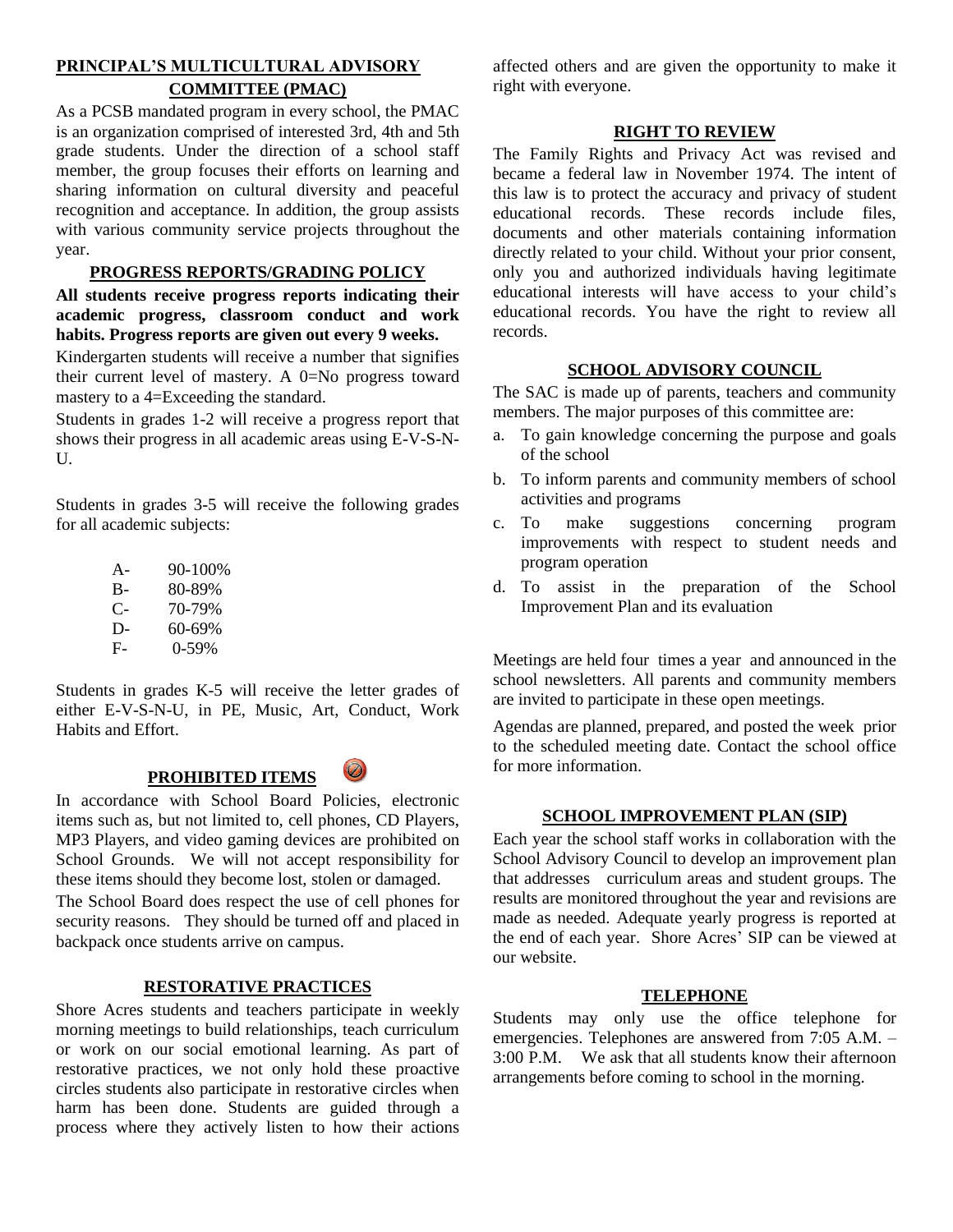## PRINCIPAL'S MULTICULTURAL ADVISORY COMMITTEE (PMAC)

As a PCSB mandated program in every school, the PMAC is an organization comprised of interested 3rd, 4th and 5th grade students. Under the direction of a school staff member, the group focuses their efforts on learning and sharing information on cultural diversity and peaceful recognition and acceptance. In addition, the group assists with various community service projects throughout the year.

## PROGRESS REPORTS/GRADING POLICY

**All students receive progress reports indicating their academic progress, classroom conduct and work habits. Progress reports are given out every 9 weeks.**

Kindergarten students will receive a number that signifies their current level of mastery. A 0=No progress toward mastery to a 4=Exceeding the standard.

Students in grades 1-2 will receive a progress report that shows their progress in all academic areas using E-V-S-N-U.

Students in grades 3-5 will receive the following grades for all academic subjects:

| | |
|---|---|
| A- | 90-100% |
| B- | 80-89% |
| C- | 70-79% |
| D- | 60-69% |
| F- | 0-59% |

Students in grades K-5 will receive the letter grades of either E-V-S-N-U, in PE, Music, Art, Conduct, Work Habits and Effort.

## PROHIBITED ITEMS

In accordance with School Board Policies, electronic items such as, but not limited to, cell phones, CD Players, MP3 Players, and video gaming devices are prohibited on School Grounds. We will not accept responsibility for these items should they become lost, stolen or damaged.

The School Board does respect the use of cell phones for security reasons. They should be turned off and placed in backpack once students arrive on campus.

## RESTORATIVE PRACTICES

Shore Acres students and teachers participate in weekly morning meetings to build relationships, teach curriculum or work on our social emotional learning. As part of restorative practices, we not only hold these proactive circles students also participate in restorative circles when harm has been done. Students are guided through a process where they actively listen to how their actions affected others and are given the opportunity to make it right with everyone.

## RIGHT TO REVIEW

The Family Rights and Privacy Act was revised and became a federal law in November 1974. The intent of this law is to protect the accuracy and privacy of student educational records. These records include files, documents and other materials containing information directly related to your child. Without your prior consent, only you and authorized individuals having legitimate educational interests will have access to your child's educational records. You have the right to review all records.

## SCHOOL ADVISORY COUNCIL

The SAC is made up of parents, teachers and community members. The major purposes of this committee are:

a. To gain knowledge concerning the purpose and goals of the school
b. To inform parents and community members of school activities and programs
c. To make suggestions concerning program improvements with respect to student needs and program operation
d. To assist in the preparation of the School Improvement Plan and its evaluation

Meetings are held four times a year and announced in the school newsletters. All parents and community members are invited to participate in these open meetings.

Agendas are planned, prepared, and posted the week prior to the scheduled meeting date. Contact the school office for more information.

## SCHOOL IMPROVEMENT PLAN (SIP)

Each year the school staff works in collaboration with the School Advisory Council to develop an improvement plan that addresses curriculum areas and student groups. The results are monitored throughout the year and revisions are made as needed. Adequate yearly progress is reported at the end of each year. Shore Acres' SIP can be viewed at our website.

## TELEPHONE

Students may only use the office telephone for emergencies. Telephones are answered from 7:05 A.M. – 3:00 P.M. We ask that all students know their afternoon arrangements before coming to school in the morning.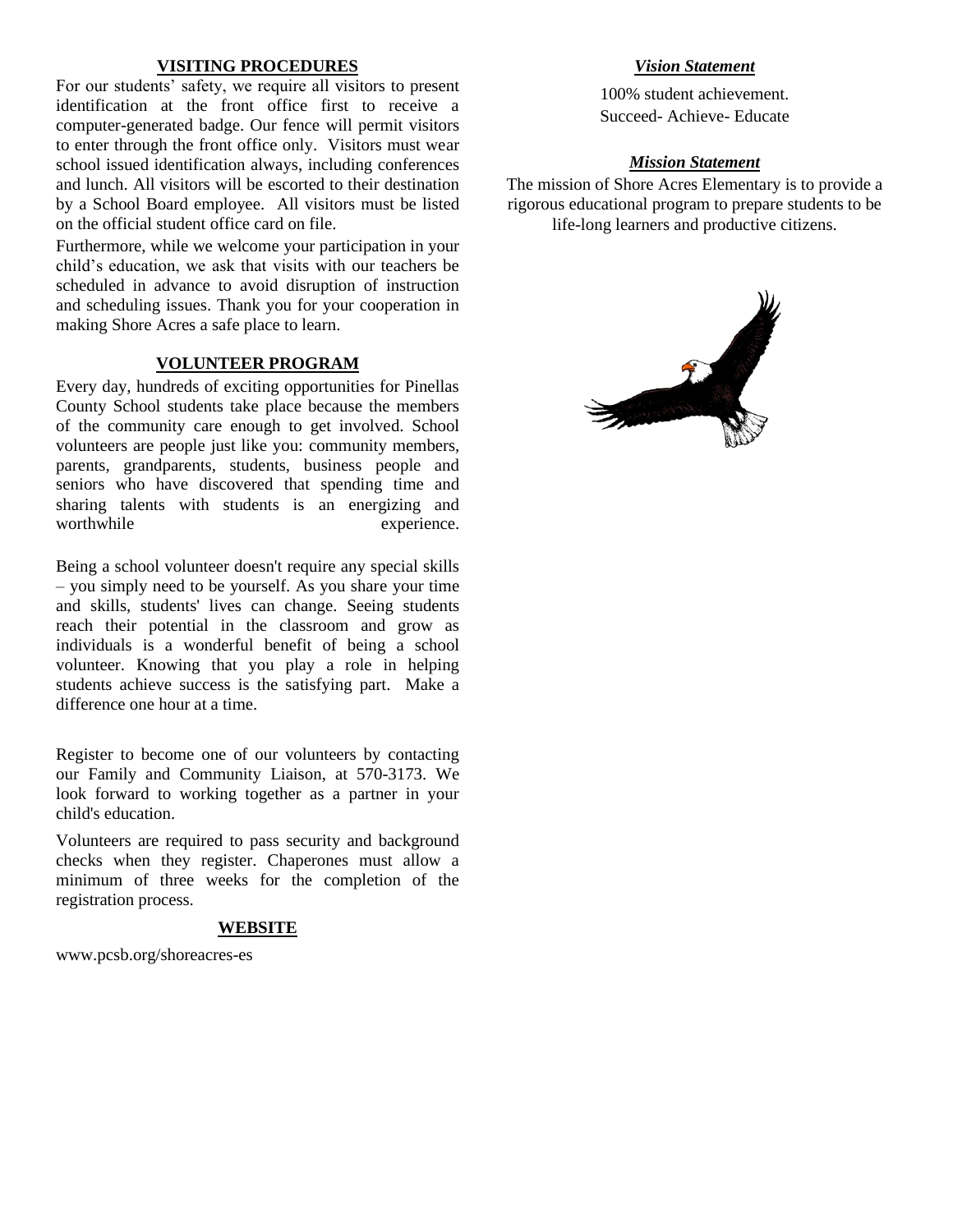## VISITING PROCEDURES

For our students' safety, we require all visitors to present identification at the front office first to receive a computer-generated badge. Our fence will permit visitors to enter through the front office only. Visitors must wear school issued identification always, including conferences and lunch. All visitors will be escorted to their destination by a School Board employee. All visitors must be listed on the official student office card on file.

Furthermore, while we welcome your participation in your child's education, we ask that visits with our teachers be scheduled in advance to avoid disruption of instruction and scheduling issues. Thank you for your cooperation in making Shore Acres a safe place to learn.

## VOLUNTEER PROGRAM

Every day, hundreds of exciting opportunities for Pinellas County School students take place because the members of the community care enough to get involved. School volunteers are people just like you: community members, parents, grandparents, students, business people and seniors who have discovered that spending time and sharing talents with students is an energizing and worthwhile experience.

Being a school volunteer doesn't require any special skills – you simply need to be yourself. As you share your time and skills, students' lives can change. Seeing students reach their potential in the classroom and grow as individuals is a wonderful benefit of being a school volunteer. Knowing that you play a role in helping students achieve success is the satisfying part. Make a difference one hour at a time.

Register to become one of our volunteers by contacting our Family and Community Liaison, at 570-3173. We look forward to working together as a partner in your child's education.

Volunteers are required to pass security and background checks when they register. Chaperones must allow a minimum of three weeks for the completion of the registration process.

## WEBSITE

www.pcsb.org/shoreacres-es

## *Vision Statement*

100% student achievement.
Succeed- Achieve- Educate

## *Mission Statement*

The mission of Shore Acres Elementary is to provide a rigorous educational program to prepare students to be life-long learners and productive citizens.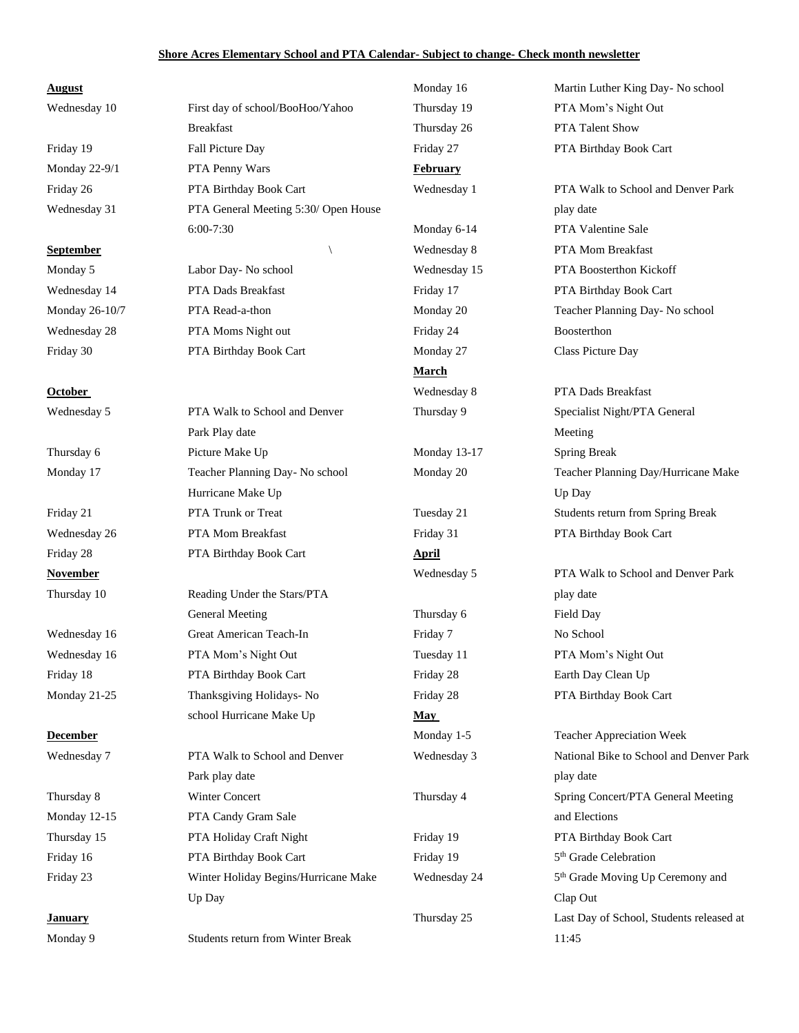**Shore Acres Elementary School and PTA Calendar- Subject to change- Check month newsletter**

**August**

| | |
|---|---|
| Wednesday 10 | First day of school/BooHoo/Yahoo Breakfast |
| Friday 19 | Fall Picture Day |
| Monday 22-9/1 | PTA Penny Wars |
| Friday 26 | PTA Birthday Book Cart |
| Wednesday 31 | PTA General Meeting 5:30/ Open House 6:00-7:30 |

**September**

| | |
|---|---|
| Monday 5 | Labor Day- No school |
| Wednesday 14 | PTA Dads Breakfast |
| Monday 26-10/7 | PTA Read-a-thon |
| Wednesday 28 | PTA Moms Night out |
| Friday 30 | PTA Birthday Book Cart |

**October**

| | |
|---|---|
| Wednesday 5 | PTA Walk to School and Denver Park Play date |
| Thursday 6 | Picture Make Up |
| Monday 17 | Teacher Planning Day- No school Hurricane Make Up |
| Friday 21 | PTA Trunk or Treat |
| Wednesday 26 | PTA Mom Breakfast |
| Friday 28 | PTA Birthday Book Cart |

**November**

| | |
|---|---|
| Thursday 10 | Reading Under the Stars/PTA General Meeting |
| Wednesday 16 | Great American Teach-In |
| Wednesday 16 | PTA Mom's Night Out |
| Friday 18 | PTA Birthday Book Cart |
| Monday 21-25 | Thanksgiving Holidays- No school Hurricane Make Up |

**December**

| | |
|---|---|
| Wednesday 7 | PTA Walk to School and Denver Park play date |
| Thursday 8 | Winter Concert |
| Monday 12-15 | PTA Candy Gram Sale |
| Thursday 15 | PTA Holiday Craft Night |
| Friday 16 | PTA Birthday Book Cart |
| Friday 23 | Winter Holiday Begins/Hurricane Make Up Day |

**January**

| | |
|---|---|
| Monday 9 | Students return from Winter Break |
| Monday 16 | Martin Luther King Day- No school |
| Thursday 19 | PTA Mom's Night Out |
| Thursday 26 | PTA Talent Show |
| Friday 27 | PTA Birthday Book Cart |

**February**

| | |
|---|---|
| Wednesday 1 | PTA Walk to School and Denver Park play date |
| Monday 6-14 | PTA Valentine Sale |
| Wednesday 8 | PTA Mom Breakfast |
| Wednesday 15 | PTA Boosterthon Kickoff |
| Friday 17 | PTA Birthday Book Cart |
| Monday 20 | Teacher Planning Day- No school |
| Friday 24 | Boosterthon |
| Monday 27 | Class Picture Day |

**March**

| | |
|---|---|
| Wednesday 8 | PTA Dads Breakfast |
| Thursday 9 | Specialist Night/PTA General Meeting |
| Monday 13-17 | Spring Break |
| Monday 20 | Teacher Planning Day/Hurricane Make Up Day |
| Tuesday 21 | Students return from Spring Break |
| Friday 31 | PTA Birthday Book Cart |

**April**

| | |
|---|---|
| Wednesday 5 | PTA Walk to School and Denver Park play date |
| Thursday 6 | Field Day |
| Friday 7 | No School |
| Tuesday 11 | PTA Mom's Night Out |
| Friday 28 | Earth Day Clean Up |
| Friday 28 | PTA Birthday Book Cart |

**May**

| | |
|---|---|
| Monday 1-5 | Teacher Appreciation Week |
| Wednesday 3 | National Bike to School and Denver Park play date |
| Thursday 4 | Spring Concert/PTA General Meeting and Elections |
| Friday 19 | PTA Birthday Book Cart |
| Friday 19 | 5th Grade Celebration |
| Wednesday 24 | 5th Grade Moving Up Ceremony and Clap Out |
| Thursday 25 | Last Day of School, Students released at 11:45 |